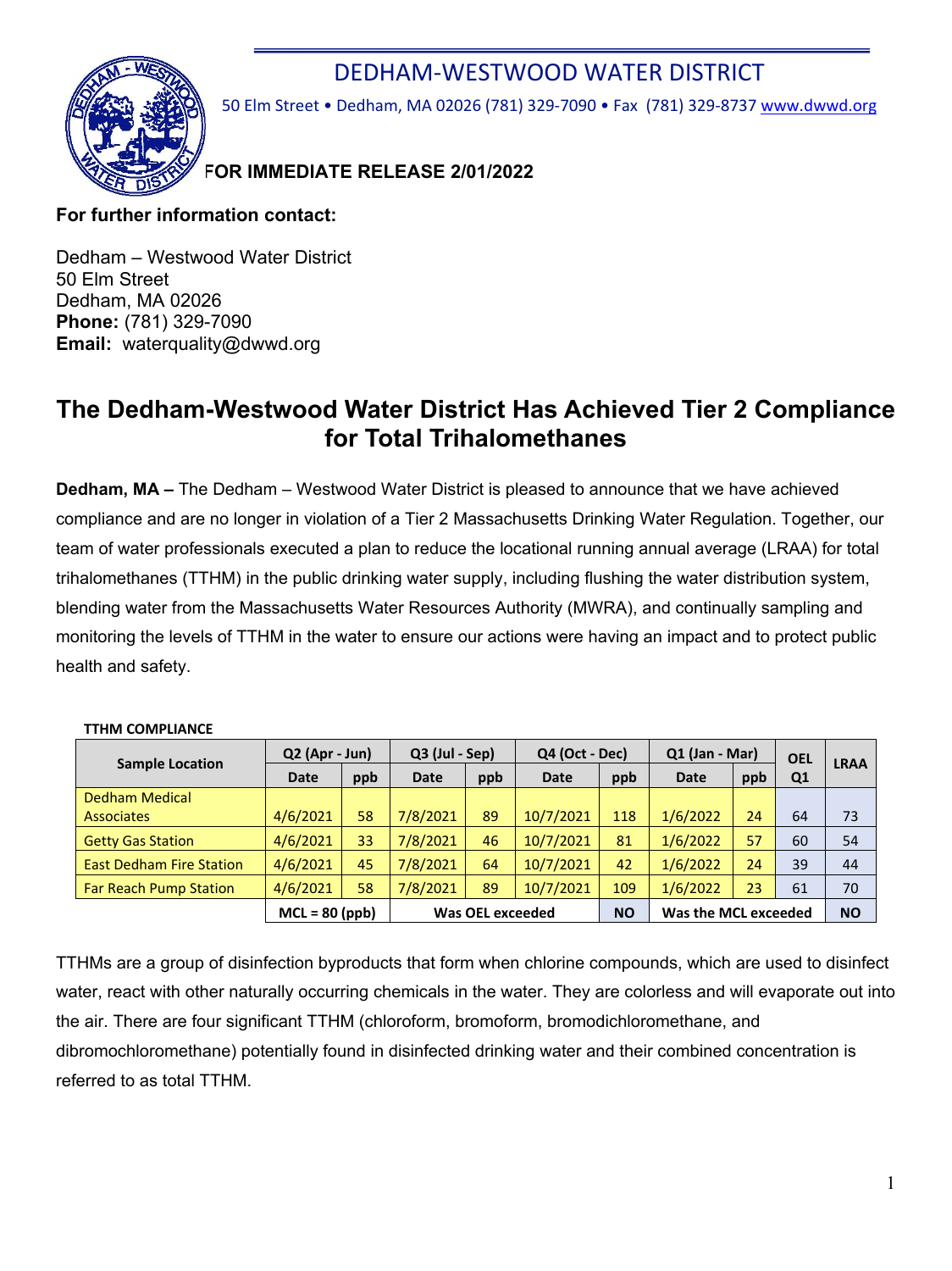# DEDHAM-WESTWOOD WATER DISTRICT

50 Elm Street • Dedham, MA 02026 (781) 329-7090 • Fax (781) 329-8737 www.dwwd.org

**FOR IMMEDIATE RELEASE 2/01/2022**

**For further information contact:**

Dedham – Westwood Water District
50 Elm Street
Dedham, MA 02026
**Phone:** (781) 329-7090
**Email:** waterquality@dwwd.org

# The Dedham-Westwood Water District Has Achieved Tier 2 Compliance for Total Trihalomethanes

**Dedham, MA –** The Dedham – Westwood Water District is pleased to announce that we have achieved compliance and are no longer in violation of a Tier 2 Massachusetts Drinking Water Regulation. Together, our team of water professionals executed a plan to reduce the locational running annual average (LRAA) for total trihalomethanes (TTHM) in the public drinking water supply, including flushing the water distribution system, blending water from the Massachusetts Water Resources Authority (MWRA), and continually sampling and monitoring the levels of TTHM in the water to ensure our actions were having an impact and to protect public health and safety.

**TTHM COMPLIANCE**

| Sample Location | Q2 (Apr - Jun) | | Q3 (Jul - Sep) | | Q4 (Oct - Dec) | | Q1 (Jan - Mar) | | OEL Q1 | LRAA |
|---|---|---|---|---|---|---|---|---|---|---|
| | Date | ppb | Date | ppb | Date | ppb | Date | ppb | | |
| Dedham Medical Associates | 4/6/2021 | 58 | 7/8/2021 | 89 | 10/7/2021 | 118 | 1/6/2022 | 24 | 64 | 73 |
| Getty Gas Station | 4/6/2021 | 33 | 7/8/2021 | 46 | 10/7/2021 | 81 | 1/6/2022 | 57 | 60 | 54 |
| East Dedham Fire Station | 4/6/2021 | 45 | 7/8/2021 | 64 | 10/7/2021 | 42 | 1/6/2022 | 24 | 39 | 44 |
| Far Reach Pump Station | 4/6/2021 | 58 | 7/8/2021 | 89 | 10/7/2021 | 109 | 1/6/2022 | 23 | 61 | 70 |
| | MCL = 80 (ppb) | | Was OEL exceeded | | | NO | Was the MCL exceeded | | | NO |

TTHMs are a group of disinfection byproducts that form when chlorine compounds, which are used to disinfect water, react with other naturally occurring chemicals in the water. They are colorless and will evaporate out into the air. There are four significant TTHM (chloroform, bromoform, bromodichloromethane, and dibromochloromethane) potentially found in disinfected drinking water and their combined concentration is referred to as total TTHM.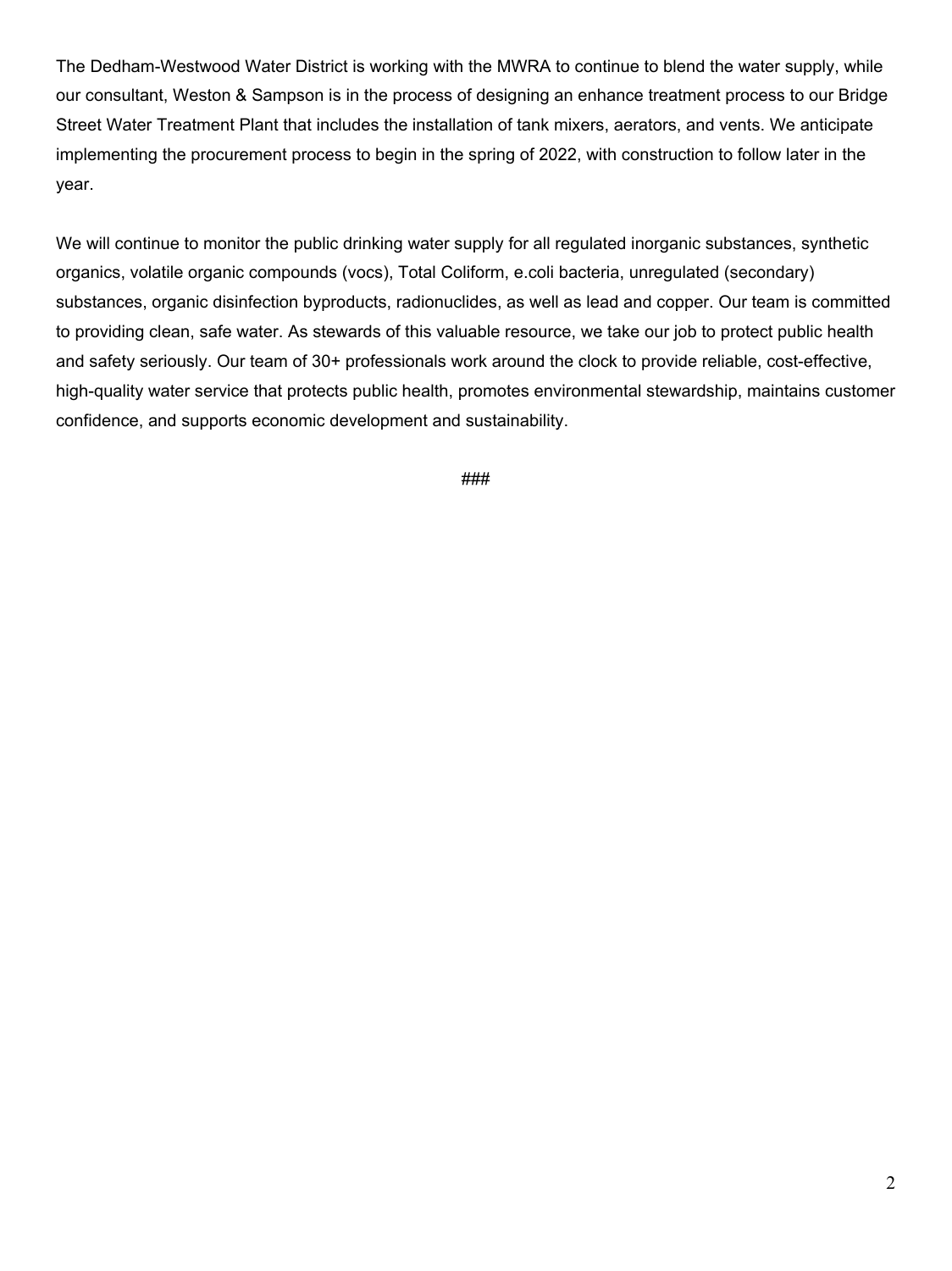The Dedham-Westwood Water District is working with the MWRA to continue to blend the water supply, while our consultant, Weston & Sampson is in the process of designing an enhance treatment process to our Bridge Street Water Treatment Plant that includes the installation of tank mixers, aerators, and vents. We anticipate implementing the procurement process to begin in the spring of 2022, with construction to follow later in the year.

We will continue to monitor the public drinking water supply for all regulated inorganic substances, synthetic organics, volatile organic compounds (vocs), Total Coliform, e.coli bacteria, unregulated (secondary) substances, organic disinfection byproducts, radionuclides, as well as lead and copper. Our team is committed to providing clean, safe water. As stewards of this valuable resource, we take our job to protect public health and safety seriously. Our team of 30+ professionals work around the clock to provide reliable, cost-effective, high-quality water service that protects public health, promotes environmental stewardship, maintains customer confidence, and supports economic development and sustainability.

###